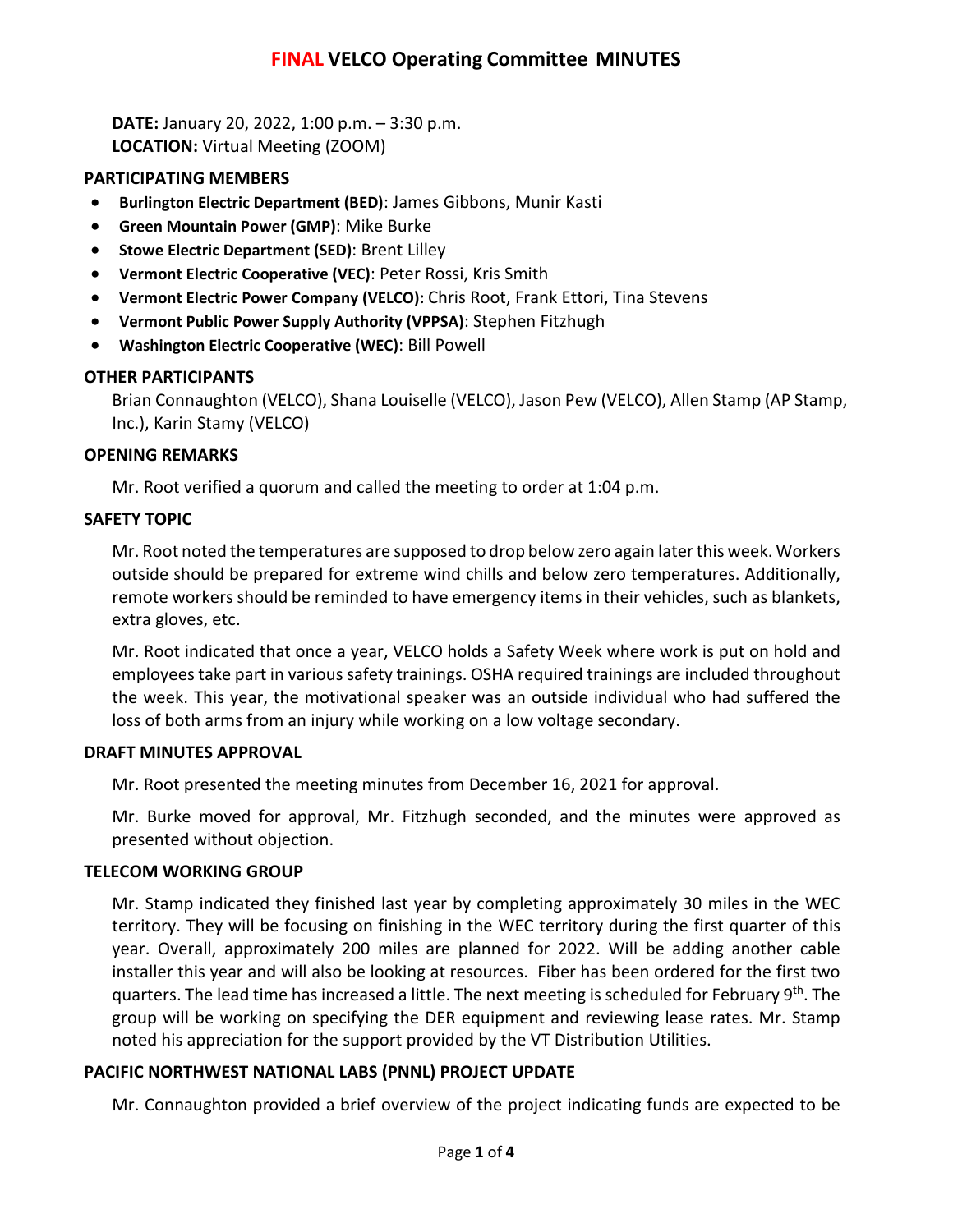# FINAL VELCO Operating Committee MINUTES

**DATE:** January 20, 2022, 1:00 p.m. – 3:30 p.m.
**LOCATION:** Virtual Meeting (ZOOM)

## PARTICIPATING MEMBERS

- **Burlington Electric Department (BED)**: James Gibbons, Munir Kasti
- **Green Mountain Power (GMP)**: Mike Burke
- **Stowe Electric Department (SED)**: Brent Lilley
- **Vermont Electric Cooperative (VEC)**: Peter Rossi, Kris Smith
- **Vermont Electric Power Company (VELCO):** Chris Root, Frank Ettori, Tina Stevens
- **Vermont Public Power Supply Authority (VPPSA)**: Stephen Fitzhugh
- **Washington Electric Cooperative (WEC)**: Bill Powell

## OTHER PARTICIPANTS

Brian Connaughton (VELCO), Shana Louiselle (VELCO), Jason Pew (VELCO), Allen Stamp (AP Stamp, Inc.), Karin Stamy (VELCO)

## OPENING REMARKS

Mr. Root verified a quorum and called the meeting to order at 1:04 p.m.

## SAFETY TOPIC

Mr. Root noted the temperatures are supposed to drop below zero again later this week. Workers outside should be prepared for extreme wind chills and below zero temperatures. Additionally, remote workers should be reminded to have emergency items in their vehicles, such as blankets, extra gloves, etc.

Mr. Root indicated that once a year, VELCO holds a Safety Week where work is put on hold and employees take part in various safety trainings. OSHA required trainings are included throughout the week. This year, the motivational speaker was an outside individual who had suffered the loss of both arms from an injury while working on a low voltage secondary.

## DRAFT MINUTES APPROVAL

Mr. Root presented the meeting minutes from December 16, 2021 for approval.

Mr. Burke moved for approval, Mr. Fitzhugh seconded, and the minutes were approved as presented without objection.

## TELECOM WORKING GROUP

Mr. Stamp indicated they finished last year by completing approximately 30 miles in the WEC territory. They will be focusing on finishing in the WEC territory during the first quarter of this year. Overall, approximately 200 miles are planned for 2022. Will be adding another cable installer this year and will also be looking at resources. Fiber has been ordered for the first two quarters. The lead time has increased a little. The next meeting is scheduled for February 9th. The group will be working on specifying the DER equipment and reviewing lease rates. Mr. Stamp noted his appreciation for the support provided by the VT Distribution Utilities.

## PACIFIC NORTHWEST NATIONAL LABS (PNNL) PROJECT UPDATE

Mr. Connaughton provided a brief overview of the project indicating funds are expected to be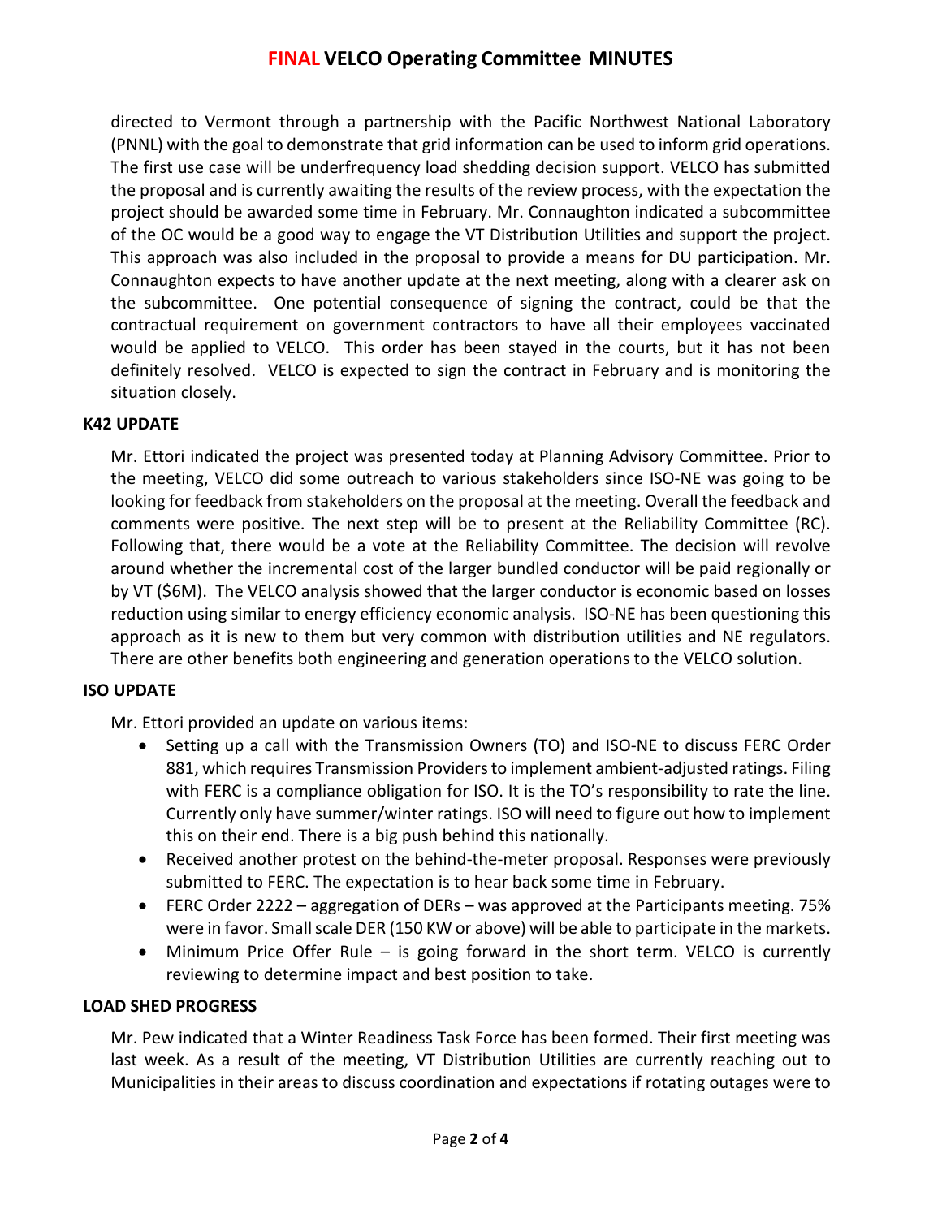directed to Vermont through a partnership with the Pacific Northwest National Laboratory (PNNL) with the goal to demonstrate that grid information can be used to inform grid operations. The first use case will be underfrequency load shedding decision support. VELCO has submitted the proposal and is currently awaiting the results of the review process, with the expectation the project should be awarded some time in February. Mr. Connaughton indicated a subcommittee of the OC would be a good way to engage the VT Distribution Utilities and support the project. This approach was also included in the proposal to provide a means for DU participation. Mr. Connaughton expects to have another update at the next meeting, along with a clearer ask on the subcommittee. One potential consequence of signing the contract, could be that the contractual requirement on government contractors to have all their employees vaccinated would be applied to VELCO. This order has been stayed in the courts, but it has not been definitely resolved. VELCO is expected to sign the contract in February and is monitoring the situation closely.

**K42 UPDATE**

Mr. Ettori indicated the project was presented today at Planning Advisory Committee. Prior to the meeting, VELCO did some outreach to various stakeholders since ISO-NE was going to be looking for feedback from stakeholders on the proposal at the meeting. Overall the feedback and comments were positive. The next step will be to present at the Reliability Committee (RC). Following that, there would be a vote at the Reliability Committee. The decision will revolve around whether the incremental cost of the larger bundled conductor will be paid regionally or by VT ($6M). The VELCO analysis showed that the larger conductor is economic based on losses reduction using similar to energy efficiency economic analysis. ISO-NE has been questioning this approach as it is new to them but very common with distribution utilities and NE regulators. There are other benefits both engineering and generation operations to the VELCO solution.

**ISO UPDATE**

Mr. Ettori provided an update on various items:

- Setting up a call with the Transmission Owners (TO) and ISO-NE to discuss FERC Order 881, which requires Transmission Providers to implement ambient-adjusted ratings. Filing with FERC is a compliance obligation for ISO. It is the TO's responsibility to rate the line. Currently only have summer/winter ratings. ISO will need to figure out how to implement this on their end. There is a big push behind this nationally.
- Received another protest on the behind-the-meter proposal. Responses were previously submitted to FERC. The expectation is to hear back some time in February.
- FERC Order 2222 – aggregation of DERs – was approved at the Participants meeting. 75% were in favor. Small scale DER (150 KW or above) will be able to participate in the markets.
- Minimum Price Offer Rule – is going forward in the short term. VELCO is currently reviewing to determine impact and best position to take.

**LOAD SHED PROGRESS**

Mr. Pew indicated that a Winter Readiness Task Force has been formed. Their first meeting was last week. As a result of the meeting, VT Distribution Utilities are currently reaching out to Municipalities in their areas to discuss coordination and expectations if rotating outages were to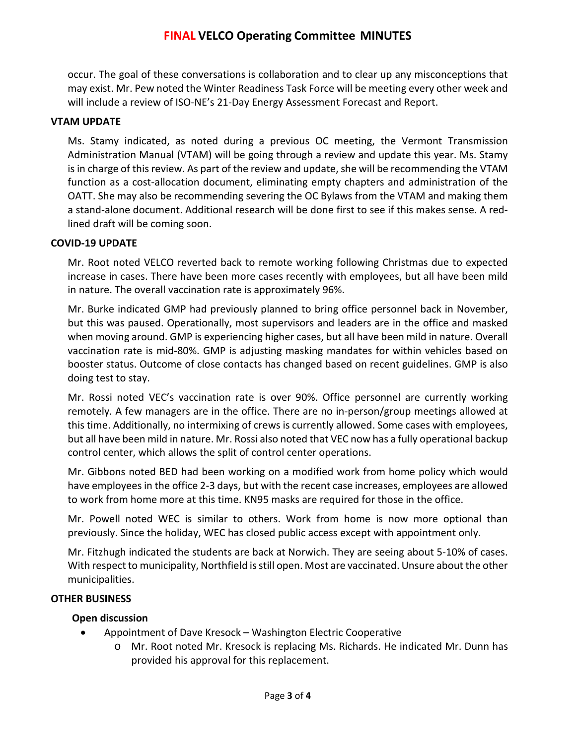occur. The goal of these conversations is collaboration and to clear up any misconceptions that may exist. Mr. Pew noted the Winter Readiness Task Force will be meeting every other week and will include a review of ISO-NE's 21-Day Energy Assessment Forecast and Report.

**VTAM UPDATE**

Ms. Stamy indicated, as noted during a previous OC meeting, the Vermont Transmission Administration Manual (VTAM) will be going through a review and update this year. Ms. Stamy is in charge of this review. As part of the review and update, she will be recommending the VTAM function as a cost-allocation document, eliminating empty chapters and administration of the OATT. She may also be recommending severing the OC Bylaws from the VTAM and making them a stand-alone document. Additional research will be done first to see if this makes sense. A red-lined draft will be coming soon.

**COVID-19 UPDATE**

Mr. Root noted VELCO reverted back to remote working following Christmas due to expected increase in cases. There have been more cases recently with employees, but all have been mild in nature. The overall vaccination rate is approximately 96%.

Mr. Burke indicated GMP had previously planned to bring office personnel back in November, but this was paused. Operationally, most supervisors and leaders are in the office and masked when moving around. GMP is experiencing higher cases, but all have been mild in nature. Overall vaccination rate is mid-80%. GMP is adjusting masking mandates for within vehicles based on booster status. Outcome of close contacts has changed based on recent guidelines. GMP is also doing test to stay.

Mr. Rossi noted VEC's vaccination rate is over 90%. Office personnel are currently working remotely. A few managers are in the office. There are no in-person/group meetings allowed at this time. Additionally, no intermixing of crews is currently allowed. Some cases with employees, but all have been mild in nature. Mr. Rossi also noted that VEC now has a fully operational backup control center, which allows the split of control center operations.

Mr. Gibbons noted BED had been working on a modified work from home policy which would have employees in the office 2-3 days, but with the recent case increases, employees are allowed to work from home more at this time. KN95 masks are required for those in the office.

Mr. Powell noted WEC is similar to others. Work from home is now more optional than previously. Since the holiday, WEC has closed public access except with appointment only.

Mr. Fitzhugh indicated the students are back at Norwich. They are seeing about 5-10% of cases. With respect to municipality, Northfield is still open. Most are vaccinated. Unsure about the other municipalities.

**OTHER BUSINESS**

**Open discussion**

- Appointment of Dave Kresock – Washington Electric Cooperative
  - Mr. Root noted Mr. Kresock is replacing Ms. Richards. He indicated Mr. Dunn has provided his approval for this replacement.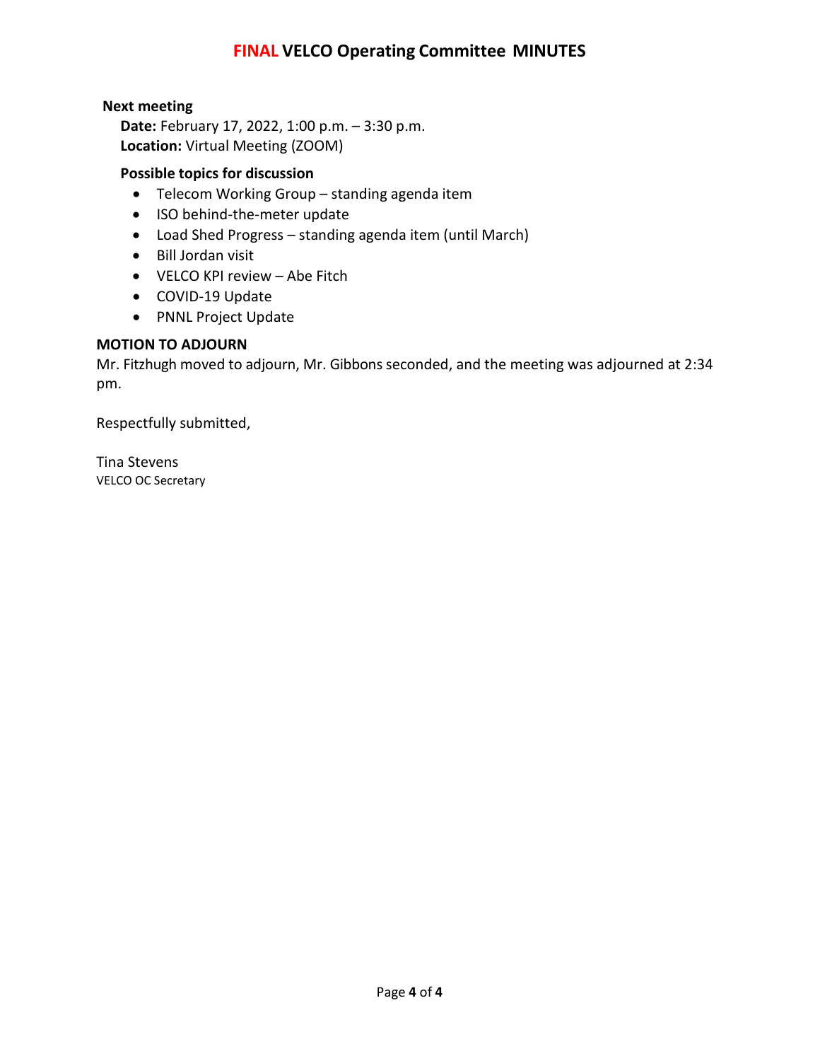**Next meeting**

**Date:** February 17, 2022, 1:00 p.m. – 3:30 p.m.
**Location:** Virtual Meeting (ZOOM)

**Possible topics for discussion**

- Telecom Working Group – standing agenda item
- ISO behind-the-meter update
- Load Shed Progress – standing agenda item (until March)
- Bill Jordan visit
- VELCO KPI review – Abe Fitch
- COVID-19 Update
- PNNL Project Update

**MOTION TO ADJOURN**

Mr. Fitzhugh moved to adjourn, Mr. Gibbons seconded, and the meeting was adjourned at 2:34 pm.

Respectfully submitted,

Tina Stevens
VELCO OC Secretary